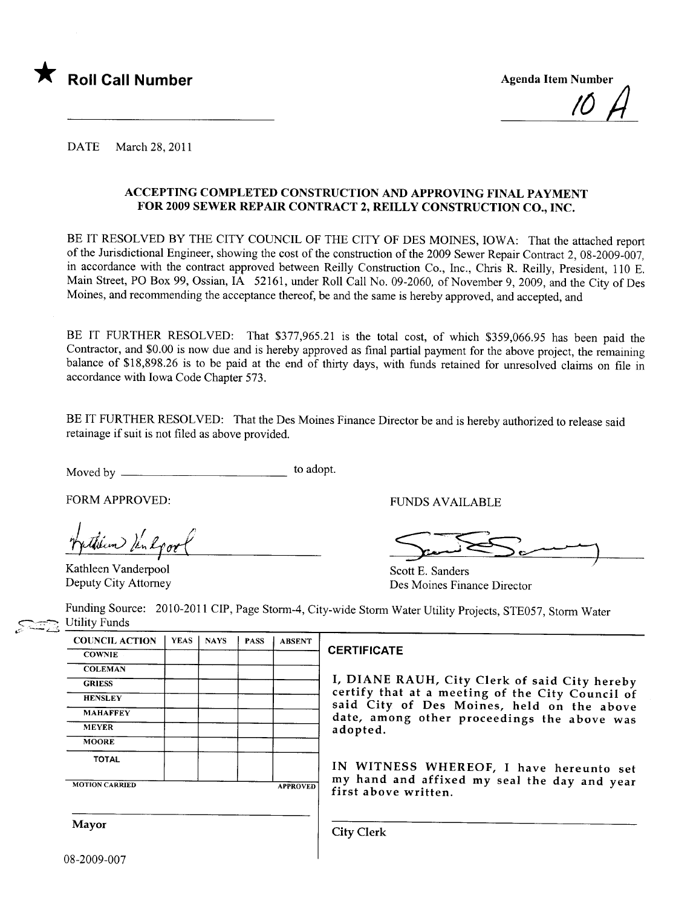★ **Roll Call Number**

Agenda Item Number

10 A

DATE March 28, 2011

## ACCEPTING COMPLETED CONSTRUCTION AND APPROVING FINAL PAYMENT FOR 2009 SEWER REPAIR CONTRACT 2, REILLY CONSTRUCTION CO., INC.

BE IT RESOLVED BY THE CITY COUNCIL OF THE CITY OF DES MOINES, IOWA: That the attached report of the Jurisdictional Engineer, showing the cost of the construction of the 2009 Sewer Repair Contract 2, 08-2009-007, in accordance with the contract approved between Reilly Construction Co., Inc., Chris R. Reilly, President, 110 E. Main Street, PO Box 99, Ossian, IA 52161, under Roll Call No. 09-2060, of November 9, 2009, and the City of Des Moines, and recommending the acceptance thereof, be and the same is hereby approved, and accepted, and

BE IT FURTHER RESOLVED: That $377,965.21 is the total cost, of which $359,066.95 has been paid the Contractor, and $0.00 is now due and is hereby approved as final partial payment for the above project, the remaining balance of $18,898.26 is to be paid at the end of thirty days, with funds retained for unresolved claims on file in accordance with Iowa Code Chapter 573.

BE IT FURTHER RESOLVED: That the Des Moines Finance Director be and is hereby authorized to release said retainage if suit is not filed as above provided.

Moved by ____________________ to adopt.

FORM APPROVED:

Kathleen Vanderpool
Deputy City Attorney

FUNDS AVAILABLE

Scott E. Sanders
Des Moines Finance Director

Funding Source: 2010-2011 CIP, Page Storm-4, City-wide Storm Water Utility Projects, STE057, Storm Water Utility Funds

| COUNCIL ACTION | YEAS | NAYS | PASS | ABSENT |
|---|---|---|---|---|
| COWNIE | | | | |
| COLEMAN | | | | |
| GRIESS | | | | |
| HENSLEY | | | | |
| MAHAFFEY | | | | |
| MEYER | | | | |
| MOORE | | | | |
| TOTAL | | | | |
| MOTION CARRIED | | | | APPROVED |

Mayor

**CERTIFICATE**

I, DIANE RAUH, City Clerk of said City hereby certify that at a meeting of the City Council of said City of Des Moines, held on the above date, among other proceedings the above was adopted.

IN WITNESS WHEREOF, I have hereunto set my hand and affixed my seal the day and year first above written.

City Clerk

08-2009-007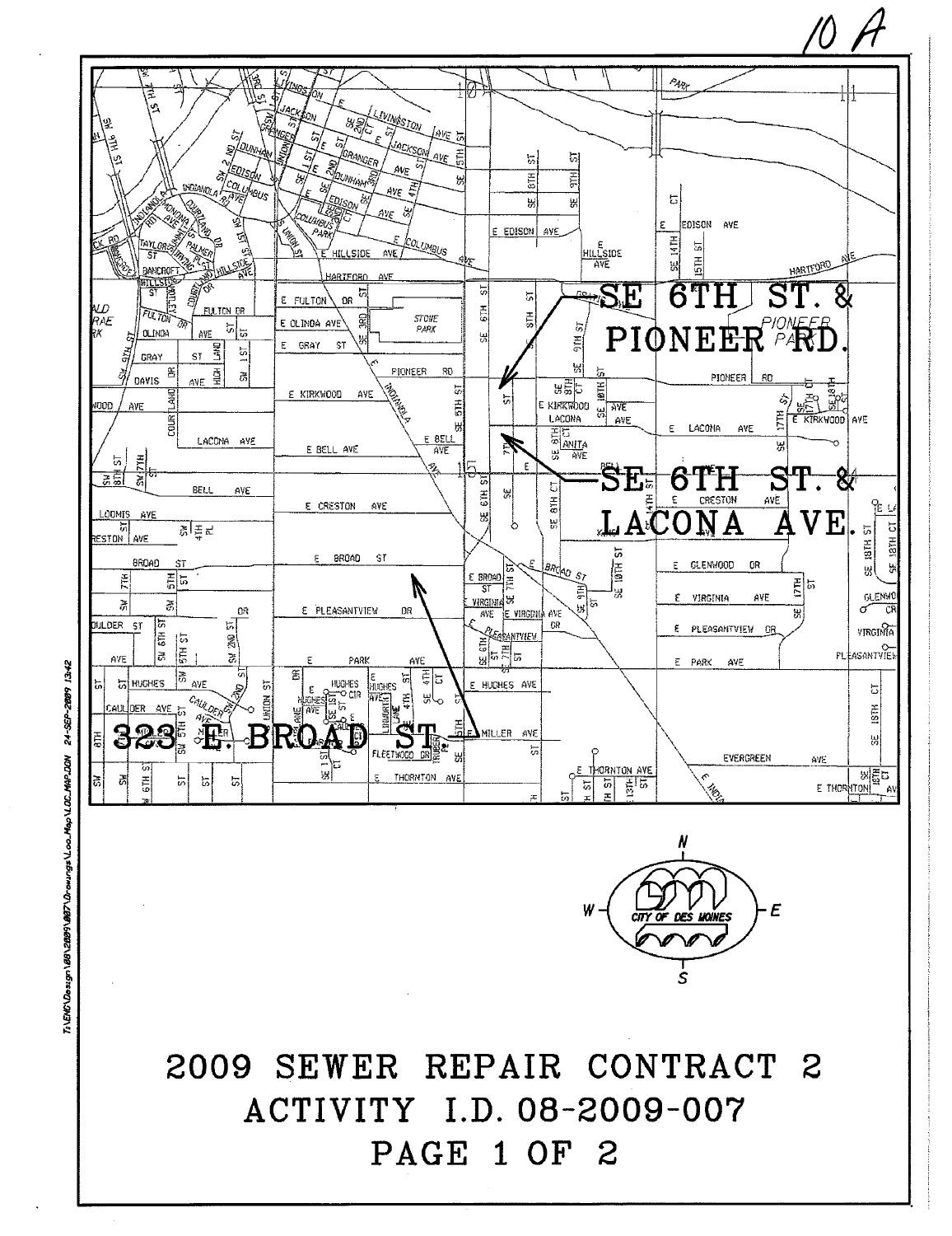10 A

SE 6TH ST. & PIONEER RD.

SE 6TH ST. & LACONA AVE.

323 E. BROAD ST.

# 2009 SEWER REPAIR CONTRACT 2

# ACTIVITY I.D. 08-2009-007

# PAGE 1 OF 2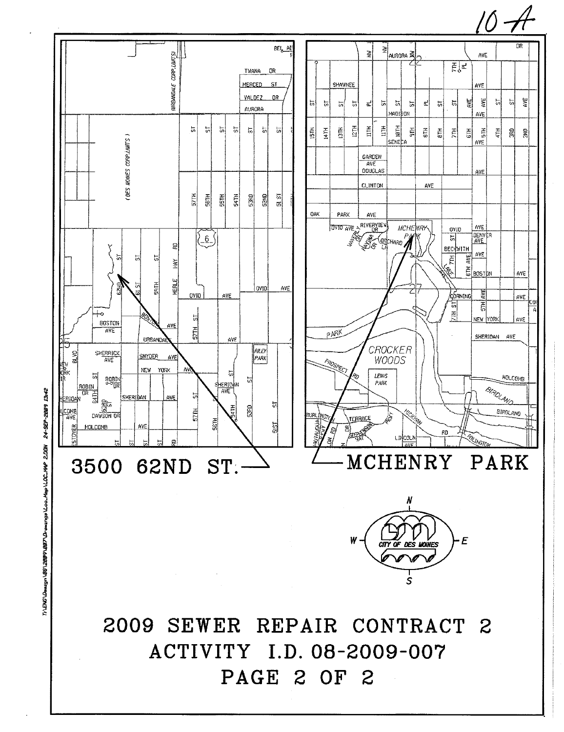10 A

3500 62ND ST.

MCHENRY PARK

# 2009 SEWER REPAIR CONTRACT 2

# ACTIVITY I.D. 08-2009-007

# PAGE 2 OF 2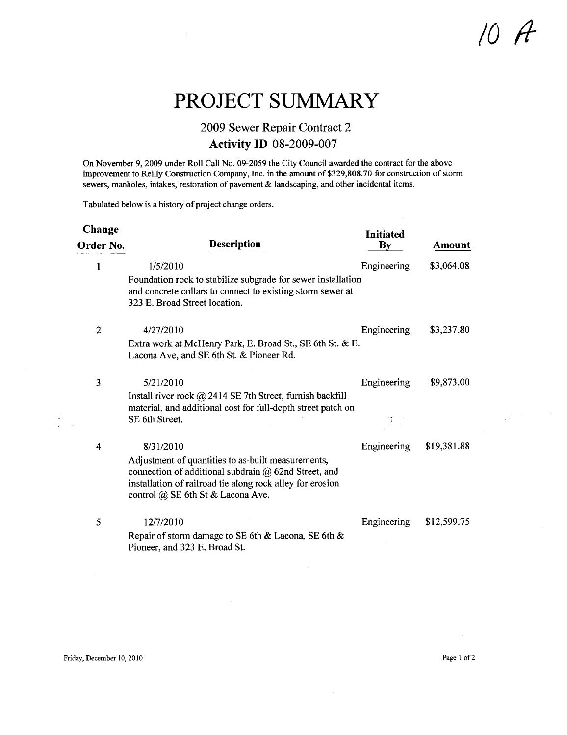10 A

# PROJECT SUMMARY

## 2009 Sewer Repair Contract 2

### Activity ID 08-2009-007

On November 9, 2009 under Roll Call No. 09-2059 the City Council awarded the contract for the above improvement to Reilly Construction Company, Inc. in the amount of $329,808.70 for construction of storm sewers, manholes, intakes, restoration of pavement & landscaping, and other incidental items.

Tabulated below is a history of project change orders.

| Change Order No. | Description | Initiated By | Amount |
|---|---|---|---|
| 1 | 1/5/2010<br>Foundation rock to stabilize subgrade for sewer installation and concrete collars to connect to existing storm sewer at 323 E. Broad Street location. | Engineering | $3,064.08 |
| 2 | 4/27/2010<br>Extra work at McHenry Park, E. Broad St., SE 6th St. & E. Lacona Ave, and SE 6th St. & Pioneer Rd. | Engineering | $3,237.80 |
| 3 | 5/21/2010<br>Install river rock @ 2414 SE 7th Street, furnish backfill material, and additional cost for full-depth street patch on SE 6th Street. | Engineering | $9,873.00 |
| 4 | 8/31/2010<br>Adjustment of quantities to as-built measurements, connection of additional subdrain @ 62nd Street, and installation of railroad tie along rock alley for erosion control @ SE 6th St & Lacona Ave. | Engineering | $19,381.88 |
| 5 | 12/7/2010<br>Repair of storm damage to SE 6th & Lacona, SE 6th & Pioneer, and 323 E. Broad St. | Engineering | $12,599.75 |

Friday, December 10, 2010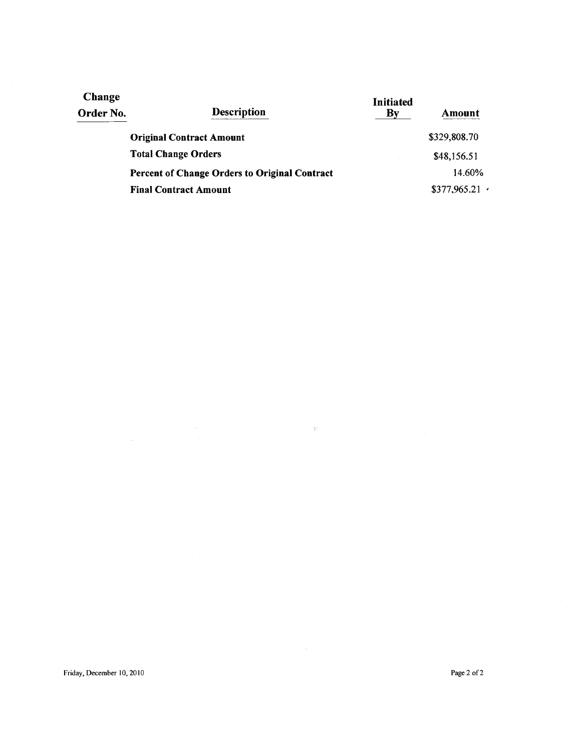| Change Order No. | Description | Initiated By | Amount |
|---|---|---|---|
| | **Original Contract Amount** | | \$329,808.70 |
| | **Total Change Orders** | | \$48,156.51 |
| | **Percent of Change Orders to Original Contract** | | 14.60% |
| | **Final Contract Amount** | | \$377,965.21 |

Friday, December 10, 2010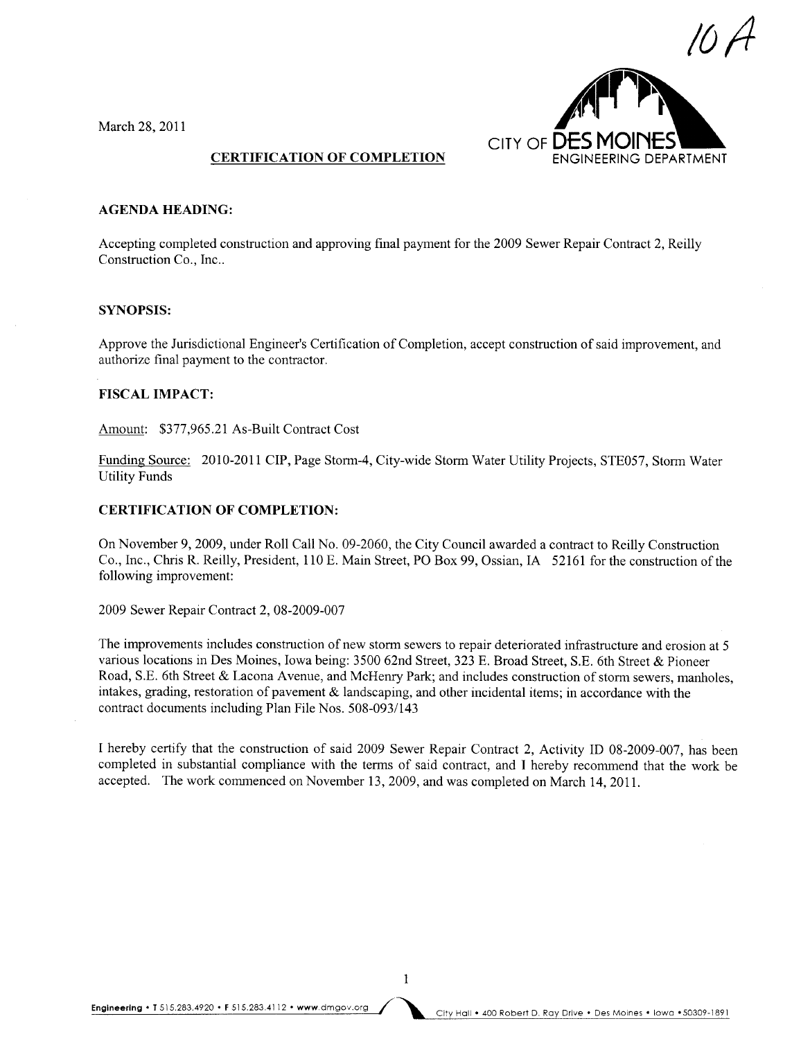10A

March 28, 2011

CITY OF DES MOINES
ENGINEERING DEPARTMENT

**CERTIFICATION OF COMPLETION**

**AGENDA HEADING:**

Accepting completed construction and approving final payment for the 2009 Sewer Repair Contract 2, Reilly Construction Co., Inc..

**SYNOPSIS:**

Approve the Jurisdictional Engineer's Certification of Completion, accept construction of said improvement, and authorize final payment to the contractor.

**FISCAL IMPACT:**

Amount: $377,965.21 As-Built Contract Cost

Funding Source: 2010-2011 CIP, Page Storm-4, City-wide Storm Water Utility Projects, STE057, Storm Water Utility Funds

**CERTIFICATION OF COMPLETION:**

On November 9, 2009, under Roll Call No. 09-2060, the City Council awarded a contract to Reilly Construction Co., Inc., Chris R. Reilly, President, 110 E. Main Street, PO Box 99, Ossian, IA 52161 for the construction of the following improvement:

2009 Sewer Repair Contract 2, 08-2009-007

The improvements includes construction of new storm sewers to repair deteriorated infrastructure and erosion at 5 various locations in Des Moines, Iowa being: 3500 62nd Street, 323 E. Broad Street, S.E. 6th Street & Pioneer Road, S.E. 6th Street & Lacona Avenue, and McHenry Park; and includes construction of storm sewers, manholes, intakes, grading, restoration of pavement & landscaping, and other incidental items; in accordance with the contract documents including Plan File Nos. 508-093/143

I hereby certify that the construction of said 2009 Sewer Repair Contract 2, Activity ID 08-2009-007, has been completed in substantial compliance with the terms of said contract, and I hereby recommend that the work be accepted. The work commenced on November 13, 2009, and was completed on March 14, 2011.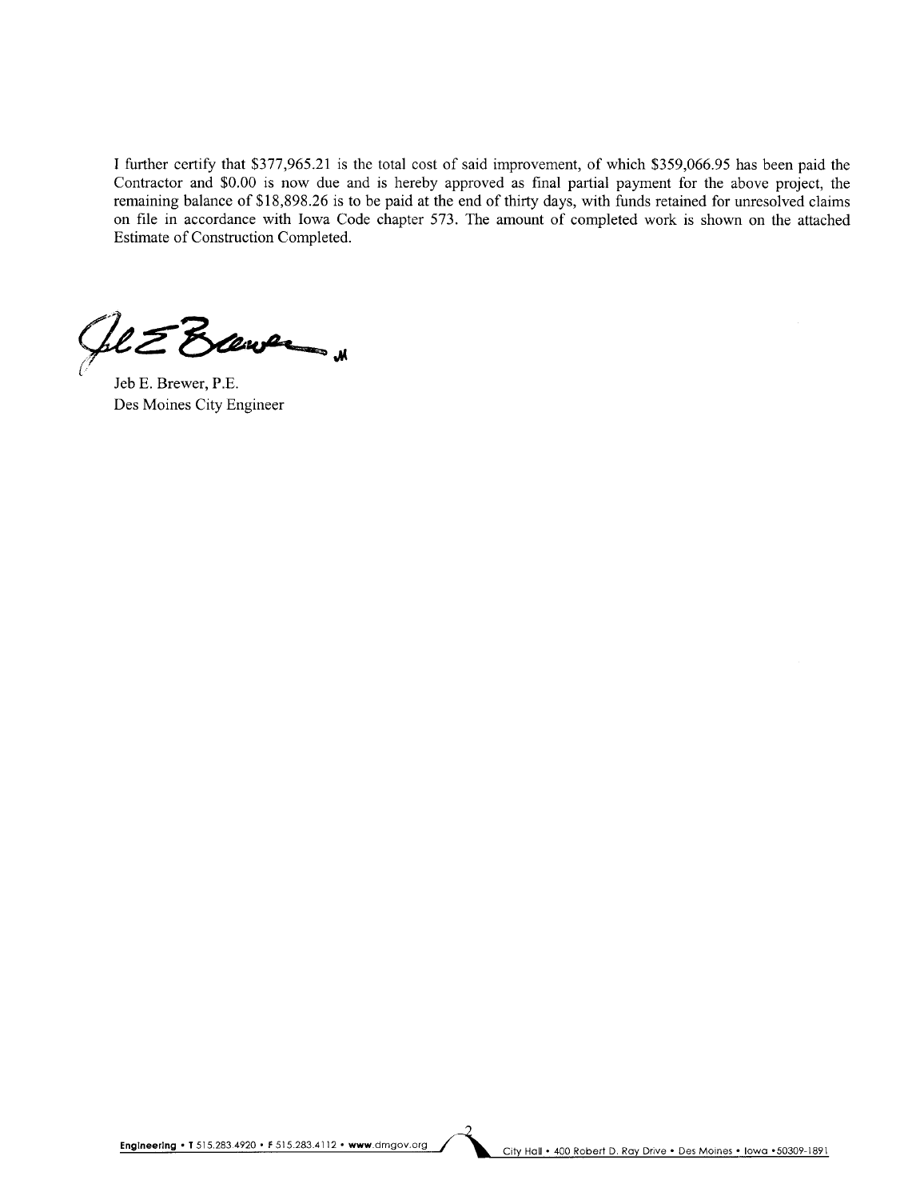I further certify that $377,965.21 is the total cost of said improvement, of which $359,066.95 has been paid the Contractor and $0.00 is now due and is hereby approved as final partial payment for the above project, the remaining balance of $18,898.26 is to be paid at the end of thirty days, with funds retained for unresolved claims on file in accordance with Iowa Code chapter 573. The amount of completed work is shown on the attached Estimate of Construction Completed.

Jeb E. Brewer, P.E.
Des Moines City Engineer

**Engineering** • T 515.283.4920 • F 515.283.4112 • **www**.dmgov.org City Hall • 400 Robert D. Ray Drive • Des Moines • Iowa • 50309-1891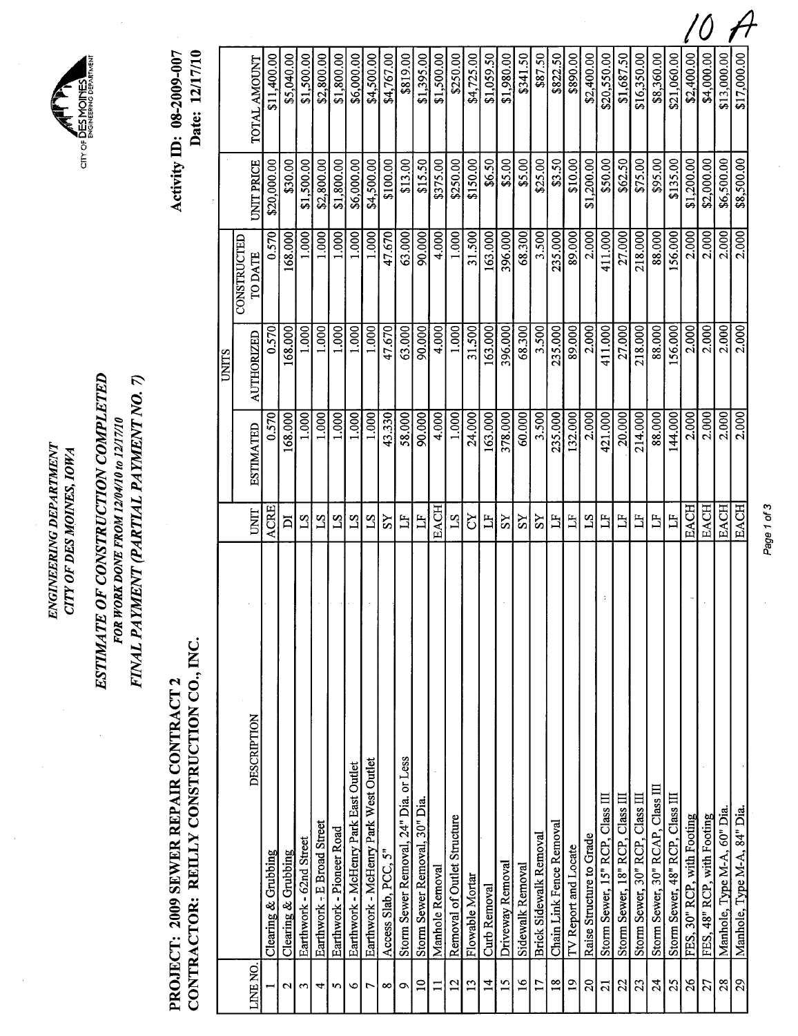10 A

ENGINEERING DEPARTMENT
CITY OF DES MOINES, IOWA

CITY OF DES MOINES ENGINEERING DEPARTMENT

## ESTIMATE OF CONSTRUCTION COMPLETED

FOR WORK DONE FROM 12/04/10 to 12/17/10

FINAL PAYMENT (PARTIAL PAYMENT NO. 7)

**PROJECT: 2009 SEWER REPAIR CONTRACT 2**
**CONTRACTOR: REILLY CONSTRUCTION CO., INC.**

**Activity ID: 08-2009-007**
**Date: 12/17/10**

| LINE NO. | DESCRIPTION | UNIT | UNITS | | | UNIT PRICE | TOTAL AMOUNT |
|---|---|---|---|---|---|---|---|
| | | | ESTIMATED | AUTHORIZED | CONSTRUCTED TO DATE | | |
| 1 | Clearing & Grubbing | ACRE | 0.570 | 0.570 | 0.570 | $20,000.00 | $11,400.00 |
| 2 | Clearing & Grubbing | DI | 168.000 | 168.000 | 168.000 | $30.00 | $5,040.00 |
| 3 | Earthwork - 62nd Street | LS | 1.000 | 1.000 | 1.000 | $1,500.00 | $1,500.00 |
| 4 | Earthwork - E Broad Street | LS | 1.000 | 1.000 | 1.000 | $2,800.00 | $2,800.00 |
| 5 | Earthwork - Pioneer Road | LS | 1.000 | 1.000 | 1.000 | $1,800.00 | $1,800.00 |
| 6 | Earthwork - McHenry Park East Outlet | LS | 1.000 | 1.000 | 1.000 | $6,000.00 | $6,000.00 |
| 7 | Earthwork - McHenry Park West Outlet | LS | 1.000 | 1.000 | 1.000 | $4,500.00 | $4,500.00 |
| 8 | Access Slab, PCC, 5" | SY | 43.330 | 47.670 | 47.670 | $100.00 | $4,767.00 |
| 9 | Storm Sewer Removal, 24" Dia. or Less | LF | 58.000 | 63.000 | 63.000 | $13.00 | $819.00 |
| 10 | Storm Sewer Removal, 30" Dia. | LF | 90.000 | 90.000 | 90.000 | $15.50 | $1,395.00 |
| 11 | Manhole Removal | EACH | 4.000 | 4.000 | 4.000 | $375.00 | $1,500.00 |
| 12 | Removal of Outlet Structure | LS | 1.000 | 1.000 | 1.000 | $250.00 | $250.00 |
| 13 | Flowable Mortar | CY | 24.000 | 31.500 | 31.500 | $150.00 | $4,725.00 |
| 14 | Curb Removal | LF | 163.000 | 163.000 | 163.000 | $6.50 | $1,059.50 |
| 15 | Driveway Removal | SY | 378.000 | 396.000 | 396.000 | $5.00 | $1,980.00 |
| 16 | Sidewalk Removal | SY | 60.000 | 68.300 | 68.300 | $5.00 | $341.50 |
| 17 | Brick Sidewalk Removal | SY | 3.500 | 3.500 | 3.500 | $25.00 | $87.50 |
| 18 | Chain Link Fence Removal | LF | 235.000 | 235.000 | 235.000 | $3.50 | $822.50 |
| 19 | TV Report and Locate | LF | 132.000 | 89.000 | 89.000 | $10.00 | $890.00 |
| 20 | Raise Structure to Grade | LS | 2.000 | 2.000 | 2.000 | $1,200.00 | $2,400.00 |
| 21 | Storm Sewer, 15" RCP, Class III | LF | 421.000 | 411.000 | 411.000 | $50.00 | $20,550.00 |
| 22 | Storm Sewer, 18" RCP, Class III | LF | 20.000 | 27.000 | 27.000 | $62.50 | $1,687.50 |
| 23 | Storm Sewer, 30" RCP, Class III | LF | 214.000 | 218.000 | 218.000 | $75.00 | $16,350.00 |
| 24 | Storm Sewer, 30" RCAP, Class III | LF | 88.000 | 88.000 | 88.000 | $95.00 | $8,360.00 |
| 25 | Storm Sewer, 48" RCP, Class III | LF | 144.000 | 156.000 | 156.000 | $135.00 | $21,060.00 |
| 26 | FES, 30" RCP, with Footing | EACH | 2.000 | 2.000 | 2.000 | $1,200.00 | $2,400.00 |
| 27 | FES, 48" RCP, with Footing | EACH | 2.000 | 2.000 | 2.000 | $2,000.00 | $4,000.00 |
| 28 | Manhole, Type M-A, 60" Dia. | EACH | 2.000 | 2.000 | 2.000 | $6,500.00 | $13,000.00 |
| 29 | Manhole, Type M-A, 84" Dia. | EACH | 2.000 | 2.000 | 2.000 | $8,500.00 | $17,000.00 |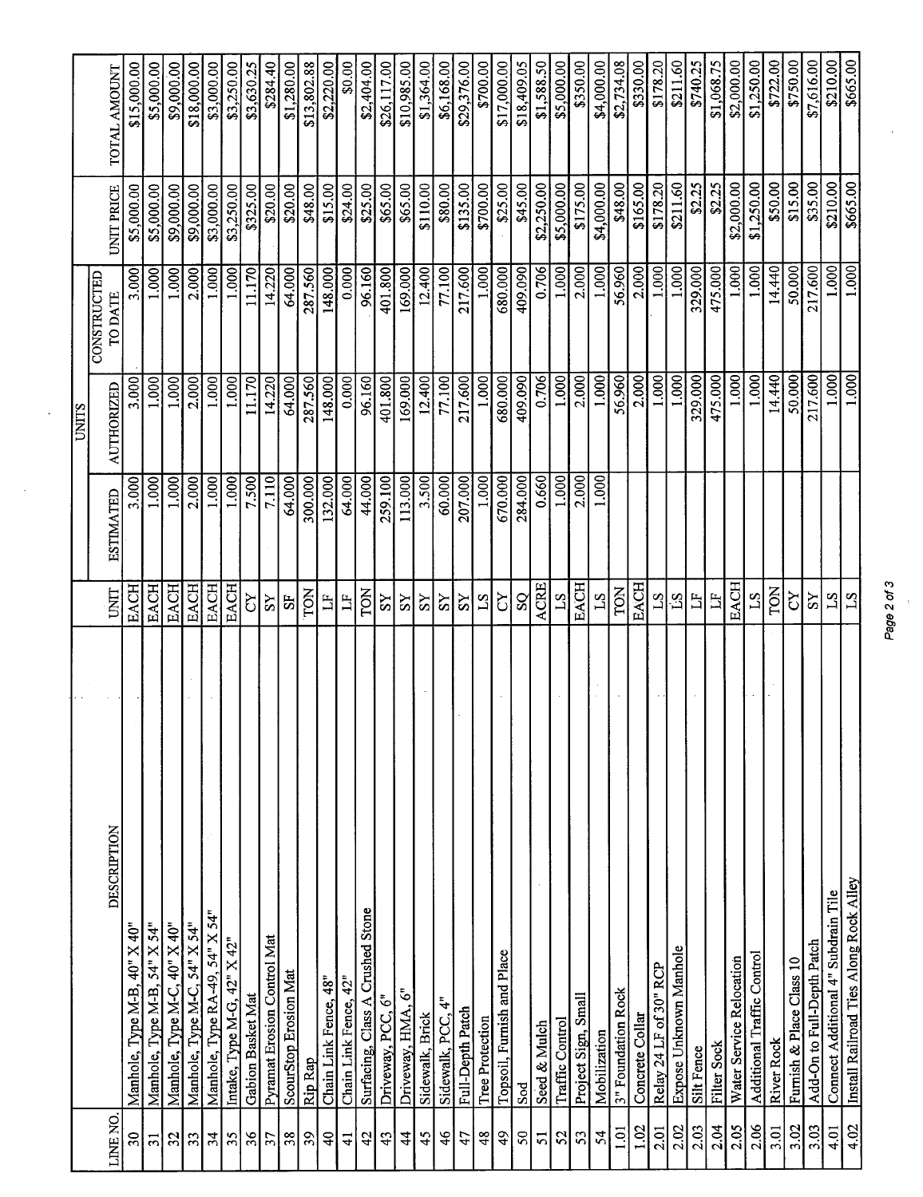| LINE NO. | DESCRIPTION | UNIT | UNITS | | | UNIT PRICE | TOTAL AMOUNT |
|---|---|---|---|---|---|---|---|
| | | | ESTIMATED | AUTHORIZED | CONSTRUCTED TO DATE | | |
| 30 | Manhole, Type M-B, 40" X 40" | EACH | 3.000 | 3.000 | 3.000 | $5,000.00 | $15,000.00 |
| 31 | Manhole, Type M-B, 54" X 54" | EACH | 1.000 | 1.000 | 1.000 | $5,000.00 | $5,000.00 |
| 32 | Manhole, Type M-C, 40" X 40" | EACH | 1.000 | 1.000 | 1.000 | $9,000.00 | $9,000.00 |
| 33 | Manhole, Type M-C, 54" X 54" | EACH | 2.000 | 2.000 | 2.000 | $9,000.00 | $18,000.00 |
| 34 | Manhole, Type RA-49, 54" X 54" | EACH | 1.000 | 1.000 | 1.000 | $3,000.00 | $3,000.00 |
| 35 | Intake, Type M-G, 42" X 42" | EACH | 1.000 | 1.000 | 1.000 | $3,250.00 | $3,250.00 |
| 36 | Gabion Basket Mat | CY | 7.500 | 11.170 | 11.170 | $325.00 | $3,630.25 |
| 37 | Pyramat Erosion Control Mat | SY | 7.110 | 14.220 | 14.220 | $20.00 | $284.40 |
| 38 | ScourStop Erosion Mat | SF | 64.000 | 64.000 | 64.000 | $20.00 | $1,280.00 |
| 39 | Rip Rap | TON | 300.000 | 287.560 | 287.560 | $48.00 | $13,802.88 |
| 40 | Chain Link Fence, 48" | LF | 132.000 | 148.000 | 148.000 | $15.00 | $2,220.00 |
| 41 | Chain Link Fence, 42" | LF | 64.000 | 0.000 | 0.000 | $24.00 | $0.00 |
| 42 | Surfacing, Class A Crushed Stone | TON | 44.000 | 96.160 | 96.160 | $25.00 | $2,404.00 |
| 43 | Driveway, PCC, 6" | SY | 259.100 | 401.800 | 401.800 | $65.00 | $26,117.00 |
| 44 | Driveway, HMA, 6" | SY | 113.000 | 169.000 | 169.000 | $65.00 | $10,985.00 |
| 45 | Sidewalk, Brick | SY | 3.500 | 12.400 | 12.400 | $110.00 | $1,364.00 |
| 46 | Sidewalk, PCC, 4" | SY | 60.000 | 77.100 | 77.100 | $80.00 | $6,168.00 |
| 47 | Full-Depth Patch | SY | 207.000 | 217.600 | 217.600 | $135.00 | $29,376.00 |
| 48 | Tree Protection | LS | 1.000 | 1.000 | 1.000 | $700.00 | $700.00 |
| 49 | Topsoil, Furnish and Place | CY | 670.000 | 680.000 | 680.000 | $25.00 | $17,000.00 |
| 50 | Sod | SQ | 284.000 | 409.090 | 409.090 | $45.00 | $18,409.05 |
| 51 | Seed & Mulch | ACRE | 0.660 | 0.706 | 0.706 | $2,250.00 | $1,588.50 |
| 52 | Traffic Control | LS | 1.000 | 1.000 | 1.000 | $5,000.00 | $5,000.00 |
| 53 | Project Sign, Small | EACH | 2.000 | 2.000 | 2.000 | $175.00 | $350.00 |
| 54 | Mobilization | LS | 1.000 | 1.000 | 1.000 | $4,000.00 | $4,000.00 |
| 1.01 | 3" Foundation Rock | TON | | 56.960 | 56.960 | $48.00 | $2,734.08 |
| 1.02 | Concrete Collar | EACH | | 2.000 | 2.000 | $165.00 | $330.00 |
| 2.01 | Relay 24 LF of 30" RCP | LS | | 1.000 | 1.000 | $178.20 | $178.20 |
| 2.02 | Expose Unknown Manhole | LS | | 1.000 | 1.000 | $211.60 | $211.60 |
| 2.03 | Silt Fence | LF | | 329.000 | 329.000 | $2.25 | $740.25 |
| 2.04 | Filter Sock | LF | | 475.000 | 475.000 | $2.25 | $1,068.75 |
| 2.05 | Water Service Relocation | EACH | | 1.000 | 1.000 | $2,000.00 | $2,000.00 |
| 2.06 | Additional Traffic Control | LS | | 1.000 | 1.000 | $1,250.00 | $1,250.00 |
| 3.01 | River Rock | TON | | 14.440 | 14.440 | $50.00 | $722.00 |
| 3.02 | Furnish & Place Class 10 | CY | | 50.000 | 50.000 | $15.00 | $750.00 |
| 3.03 | Add-On to Full-Depth Patch | SY | | 217.600 | 217.600 | $35.00 | $7,616.00 |
| 4.01 | Connect Additional 4" Subdrain Tile | LS | | 1.000 | 1.000 | $210.00 | $210.00 |
| 4.02 | Install Railroad Ties Along Rock Alley | LS | | 1.000 | 1.000 | $665.00 | $665.00 |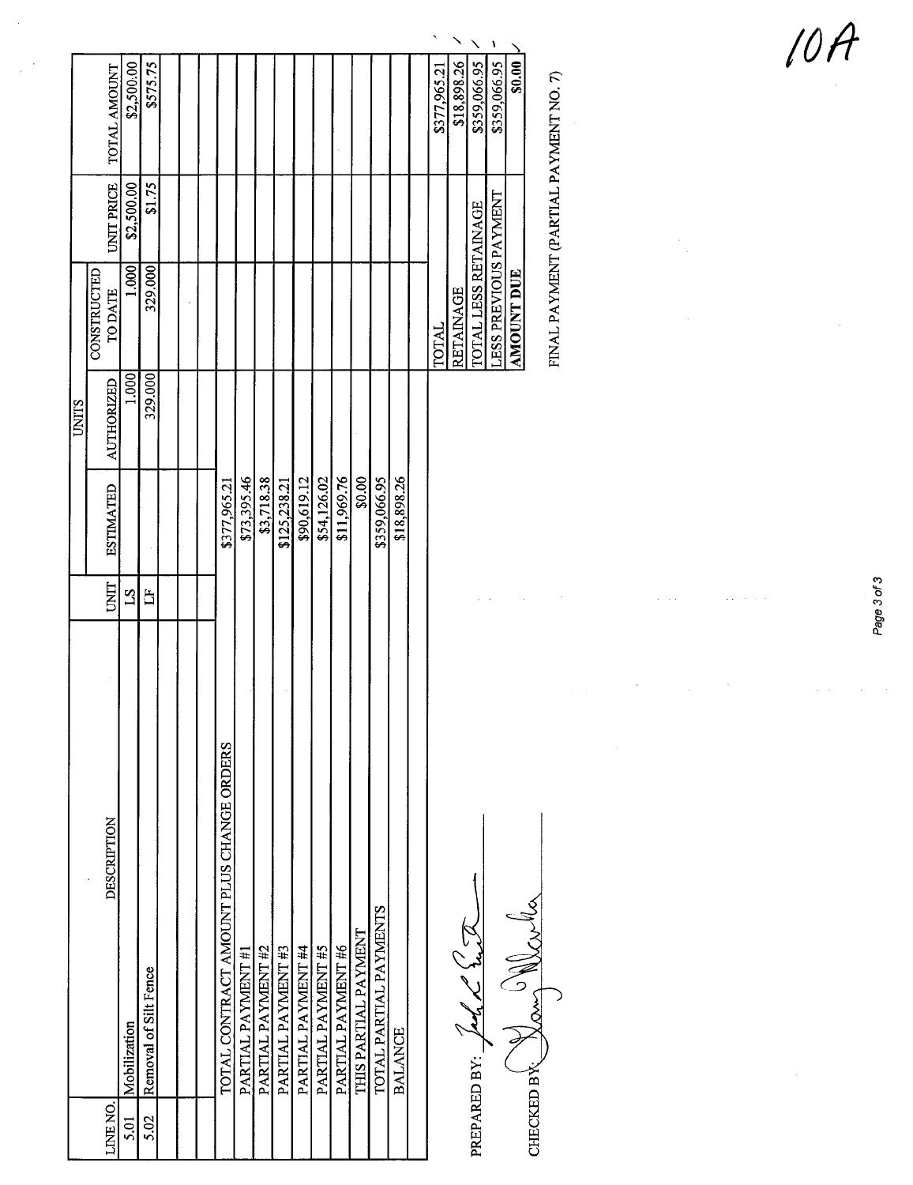10A

| LINE NO. | DESCRIPTION | UNIT | ESTIMATED | UNITS | | | |
|---|---|---|---|---|---|---|---|
| | | | | AUTHORIZED | CONSTRUCTED TO DATE | UNIT PRICE | TOTAL AMOUNT |
| 5.01 | Mobilization | LS | | 1.000 | 1.000 | $2,500.00 | $2,500.00 |
| 5.02 | Removal of Silt Fence | LF | | 329.000 | 329.000 | $1.75 | $575.75 |
| | | | | | | | |
| | | | | | | | |
| | TOTAL CONTRACT AMOUNT PLUS CHANGE ORDERS | | $377,965.21 | | | | |
| | PARTIAL PAYMENT #1 | | $73,395.46 | | | | |
| | PARTIAL PAYMENT #2 | | $3,718.38 | | | | |
| | PARTIAL PAYMENT #3 | | $125,238.21 | | | | |
| | PARTIAL PAYMENT #4 | | $90,619.12 | | | | |
| | PARTIAL PAYMENT #5 | | $54,126.02 | | | | |
| | PARTIAL PAYMENT #6 | | $11,969.76 | | | | |
| | THIS PARTIAL PAYMENT | | $0.00 | | | | |
| | TOTAL PARTIAL PAYMENTS | | $359,066.95 | | | | |
| | BALANCE | | $18,898.26 | | | | |

| | |
|---|---|
| TOTAL | $377,965.21 |
| RETAINAGE | $18,898.26 |
| TOTAL LESS RETAINAGE | $359,066.95 |
| LESS PREVIOUS PAYMENT | $359,066.95 |
| **AMOUNT DUE** | **$0.00** |

FINAL PAYMENT (PARTIAL PAYMENT NO. 7)

PREPARED BY: [signature]

CHECKED BY: [signature]